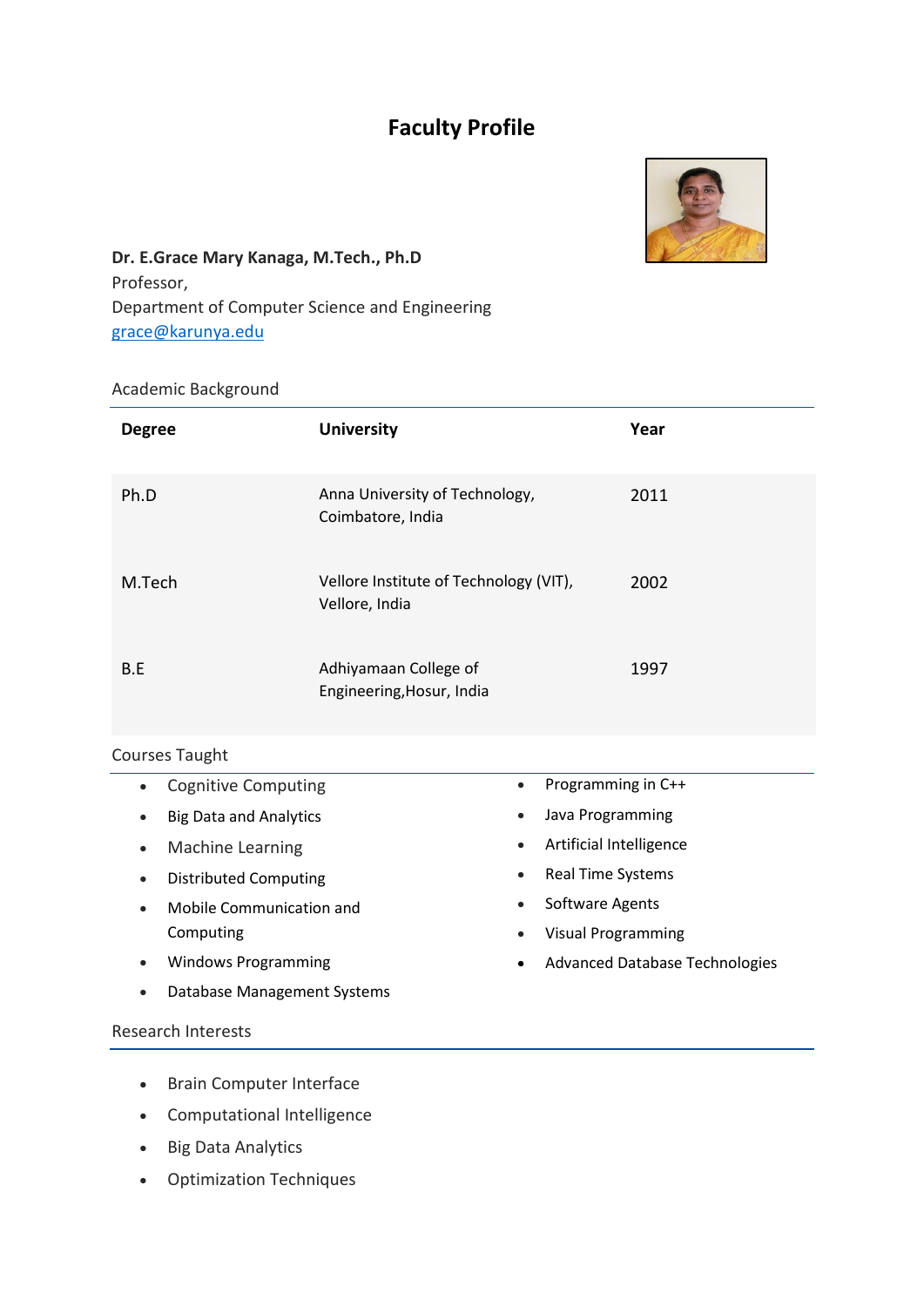# Faculty Profile

**Dr. E.Grace Mary Kanaga, M.Tech., Ph.D**
Professor,
Department of Computer Science and Engineering
grace@karunya.edu

## Academic Background

| Degree | University | Year |
|---|---|---|
| Ph.D | Anna University of Technology, Coimbatore, India | 2011 |
| M.Tech | Vellore Institute of Technology (VIT), Vellore, India | 2002 |
| B.E | Adhiyamaan College of Engineering,Hosur, India | 1997 |

## Courses Taught

- Cognitive Computing
- Big Data and Analytics
- Machine Learning
- Distributed Computing
- Mobile Communication and Computing
- Windows Programming
- Database Management Systems
- Programming in C++
- Java Programming
- Artificial Intelligence
- Real Time Systems
- Software Agents
- Visual Programming
- Advanced Database Technologies

## Research Interests

- Brain Computer Interface
- Computational Intelligence
- Big Data Analytics
- Optimization Techniques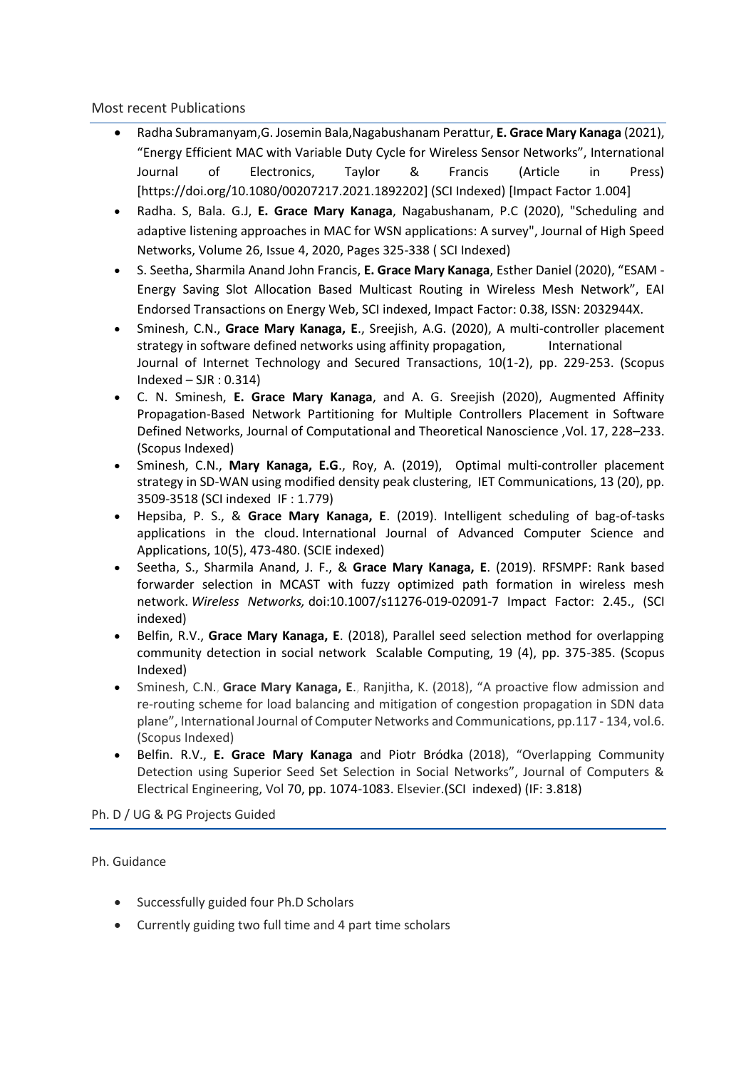## Most recent Publications

- Radha Subramanyam,G. Josemin Bala,Nagabushanam Perattur, **E. Grace Mary Kanaga** (2021), "Energy Efficient MAC with Variable Duty Cycle for Wireless Sensor Networks", International Journal of Electronics, Taylor & Francis (Article in Press) [https://doi.org/10.1080/00207217.2021.1892202] (SCI Indexed) [Impact Factor 1.004]
- Radha. S, Bala. G.J, **E. Grace Mary Kanaga**, Nagabushanam, P.C (2020), "Scheduling and adaptive listening approaches in MAC for WSN applications: A survey", Journal of High Speed Networks, Volume 26, Issue 4, 2020, Pages 325-338 ( SCI Indexed)
- S. Seetha, Sharmila Anand John Francis, **E. Grace Mary Kanaga**, Esther Daniel (2020), "ESAM - Energy Saving Slot Allocation Based Multicast Routing in Wireless Mesh Network", EAI Endorsed Transactions on Energy Web, SCI indexed, Impact Factor: 0.38, ISSN: 2032944X.
- Sminesh, C.N., **Grace Mary Kanaga, E**., Sreejish, A.G. (2020), A multi-controller placement strategy in software defined networks using affinity propagation, International Journal of Internet Technology and Secured Transactions, 10(1-2), pp. 229-253. (Scopus Indexed – SJR : 0.314)
- C. N. Sminesh, **E. Grace Mary Kanaga**, and A. G. Sreejish (2020), Augmented Affinity Propagation-Based Network Partitioning for Multiple Controllers Placement in Software Defined Networks, Journal of Computational and Theoretical Nanoscience ,Vol. 17, 228–233. (Scopus Indexed)
- Sminesh, C.N., **Mary Kanaga, E.G**., Roy, A. (2019), Optimal multi-controller placement strategy in SD-WAN using modified density peak clustering, IET Communications, 13 (20), pp. 3509-3518 (SCI indexed IF : 1.779)
- Hepsiba, P. S., & **Grace Mary Kanaga, E**. (2019). Intelligent scheduling of bag-of-tasks applications in the cloud. International Journal of Advanced Computer Science and Applications, 10(5), 473-480. (SCIE indexed)
- Seetha, S., Sharmila Anand, J. F., & **Grace Mary Kanaga, E**. (2019). RFSMPF: Rank based forwarder selection in MCAST with fuzzy optimized path formation in wireless mesh network. *Wireless Networks,* doi:10.1007/s11276-019-02091-7 Impact Factor: 2.45., (SCI indexed)
- Belfin, R.V., **Grace Mary Kanaga, E**. (2018), Parallel seed selection method for overlapping community detection in social network Scalable Computing, 19 (4), pp. 375-385. (Scopus Indexed)
- Sminesh, C.N., **Grace Mary Kanaga, E**., Ranjitha, K. (2018), "A proactive flow admission and re-routing scheme for load balancing and mitigation of congestion propagation in SDN data plane", International Journal of Computer Networks and Communications, pp.117 - 134, vol.6. (Scopus Indexed)
- Belfin. R.V., **E. Grace Mary Kanaga** and Piotr Bródka (2018), "Overlapping Community Detection using Superior Seed Set Selection in Social Networks", Journal of Computers & Electrical Engineering, Vol 70, pp. 1074-1083. Elsevier.(SCI indexed) (IF: 3.818)

## Ph. D / UG & PG Projects Guided

Ph. Guidance

- Successfully guided four Ph.D Scholars
- Currently guiding two full time and 4 part time scholars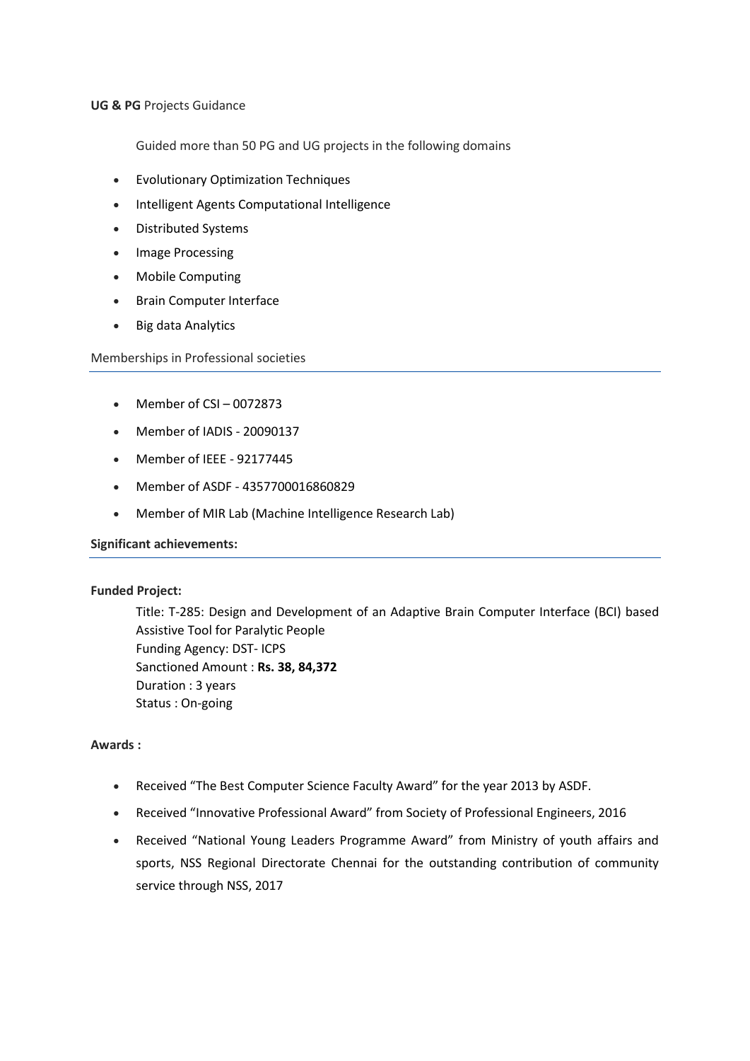**UG & PG** Projects Guidance

Guided more than 50 PG and UG projects in the following domains

- Evolutionary Optimization Techniques
- Intelligent Agents Computational Intelligence
- Distributed Systems
- Image Processing
- Mobile Computing
- Brain Computer Interface
- Big data Analytics

## Memberships in Professional societies

- Member of CSI – 0072873
- Member of IADIS - 20090137
- Member of IEEE - 92177445
- Member of ASDF - 4357700016860829
- Member of MIR Lab (Machine Intelligence Research Lab)

## Significant achievements:

**Funded Project:**

Title: T-285: Design and Development of an Adaptive Brain Computer Interface (BCI) based Assistive Tool for Paralytic People
Funding Agency: DST- ICPS
Sanctioned Amount : **Rs. 38, 84,372**
Duration : 3 years
Status : On-going

**Awards :**

- Received "The Best Computer Science Faculty Award" for the year 2013 by ASDF.
- Received "Innovative Professional Award" from Society of Professional Engineers, 2016
- Received "National Young Leaders Programme Award" from Ministry of youth affairs and sports, NSS Regional Directorate Chennai for the outstanding contribution of community service through NSS, 2017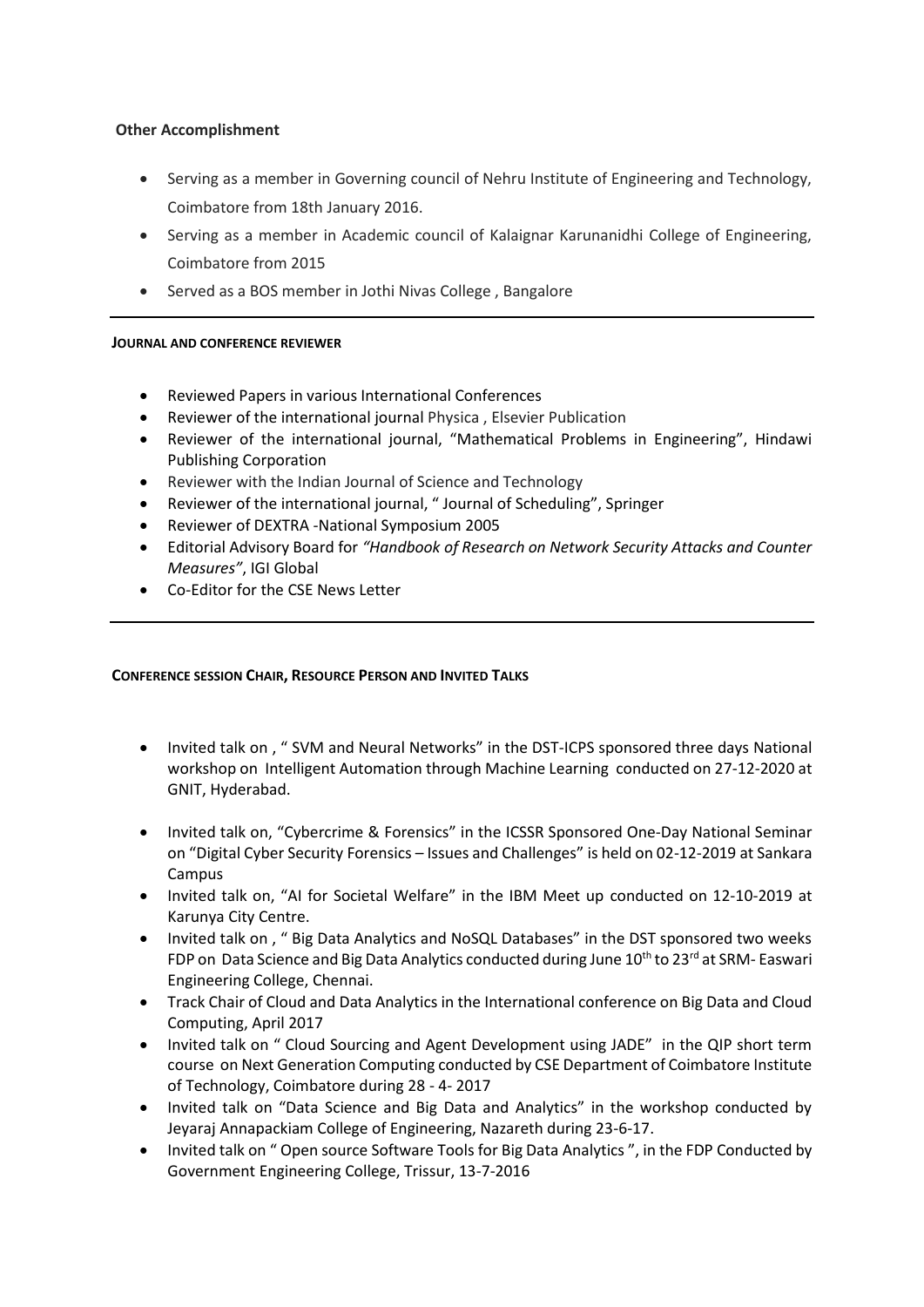**Other Accomplishment**

- Serving as a member in Governing council of Nehru Institute of Engineering and Technology, Coimbatore from 18th January 2016.
- Serving as a member in Academic council of Kalaignar Karunanidhi College of Engineering, Coimbatore from 2015
- Served as a BOS member in Jothi Nivas College , Bangalore

---

**JOURNAL AND CONFERENCE REVIEWER**

- Reviewed Papers in various International Conferences
- Reviewer of the international journal Physica , Elsevier Publication
- Reviewer of the international journal, "Mathematical Problems in Engineering", Hindawi Publishing Corporation
- Reviewer with the Indian Journal of Science and Technology
- Reviewer of the international journal, " Journal of Scheduling", Springer
- Reviewer of DEXTRA -National Symposium 2005
- Editorial Advisory Board for *"Handbook of Research on Network Security Attacks and Counter Measures"*, IGI Global
- Co-Editor for the CSE News Letter

---

**CONFERENCE SESSION CHAIR, RESOURCE PERSON AND INVITED TALKS**

- Invited talk on , " SVM and Neural Networks" in the DST-ICPS sponsored three days National workshop on Intelligent Automation through Machine Learning conducted on 27-12-2020 at GNIT, Hyderabad.
- Invited talk on, "Cybercrime & Forensics" in the ICSSR Sponsored One-Day National Seminar on "Digital Cyber Security Forensics – Issues and Challenges" is held on 02-12-2019 at Sankara Campus
- Invited talk on, "AI for Societal Welfare" in the IBM Meet up conducted on 12-10-2019 at Karunya City Centre.
- Invited talk on , " Big Data Analytics and NoSQL Databases" in the DST sponsored two weeks FDP on Data Science and Big Data Analytics conducted during June 10th to 23rd at SRM- Easwari Engineering College, Chennai.
- Track Chair of Cloud and Data Analytics in the International conference on Big Data and Cloud Computing, April 2017
- Invited talk on " Cloud Sourcing and Agent Development using JADE" in the QIP short term course on Next Generation Computing conducted by CSE Department of Coimbatore Institute of Technology, Coimbatore during 28 - 4- 2017
- Invited talk on "Data Science and Big Data and Analytics" in the workshop conducted by Jeyaraj Annapackiam College of Engineering, Nazareth during 23-6-17.
- Invited talk on " Open source Software Tools for Big Data Analytics ", in the FDP Conducted by Government Engineering College, Trissur, 13-7-2016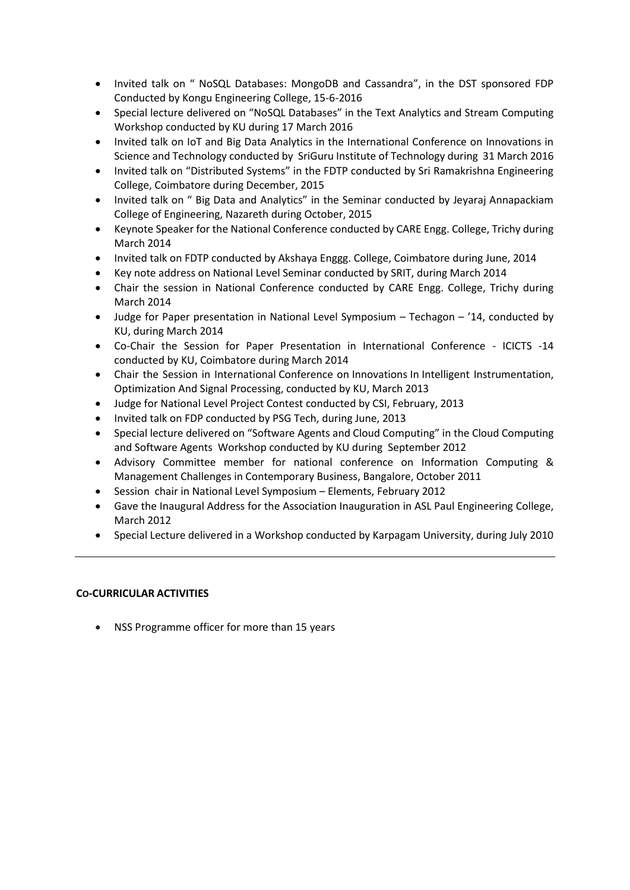- Invited talk on " NoSQL Databases: MongoDB and Cassandra", in the DST sponsored FDP Conducted by Kongu Engineering College, 15-6-2016
- Special lecture delivered on "NoSQL Databases" in the Text Analytics and Stream Computing Workshop conducted by KU during 17 March 2016
- Invited talk on IoT and Big Data Analytics in the International Conference on Innovations in Science and Technology conducted by SriGuru Institute of Technology during 31 March 2016
- Invited talk on "Distributed Systems" in the FDTP conducted by Sri Ramakrishna Engineering College, Coimbatore during December, 2015
- Invited talk on " Big Data and Analytics" in the Seminar conducted by Jeyaraj Annapackiam College of Engineering, Nazareth during October, 2015
- Keynote Speaker for the National Conference conducted by CARE Engg. College, Trichy during March 2014
- Invited talk on FDTP conducted by Akshaya Enggg. College, Coimbatore during June, 2014
- Key note address on National Level Seminar conducted by SRIT, during March 2014
- Chair the session in National Conference conducted by CARE Engg. College, Trichy during March 2014
- Judge for Paper presentation in National Level Symposium – Techagon – '14, conducted by KU, during March 2014
- Co-Chair the Session for Paper Presentation in International Conference - ICICTS -14 conducted by KU, Coimbatore during March 2014
- Chair the Session in International Conference on Innovations In Intelligent Instrumentation, Optimization And Signal Processing, conducted by KU, March 2013
- Judge for National Level Project Contest conducted by CSI, February, 2013
- Invited talk on FDP conducted by PSG Tech, during June, 2013
- Special lecture delivered on "Software Agents and Cloud Computing" in the Cloud Computing and Software Agents Workshop conducted by KU during September 2012
- Advisory Committee member for national conference on Information Computing & Management Challenges in Contemporary Business, Bangalore, October 2011
- Session chair in National Level Symposium – Elements, February 2012
- Gave the Inaugural Address for the Association Inauguration in ASL Paul Engineering College, March 2012
- Special Lecture delivered in a Workshop conducted by Karpagam University, during July 2010

---

**CO-CURRICULAR ACTIVITIES**

- NSS Programme officer for more than 15 years